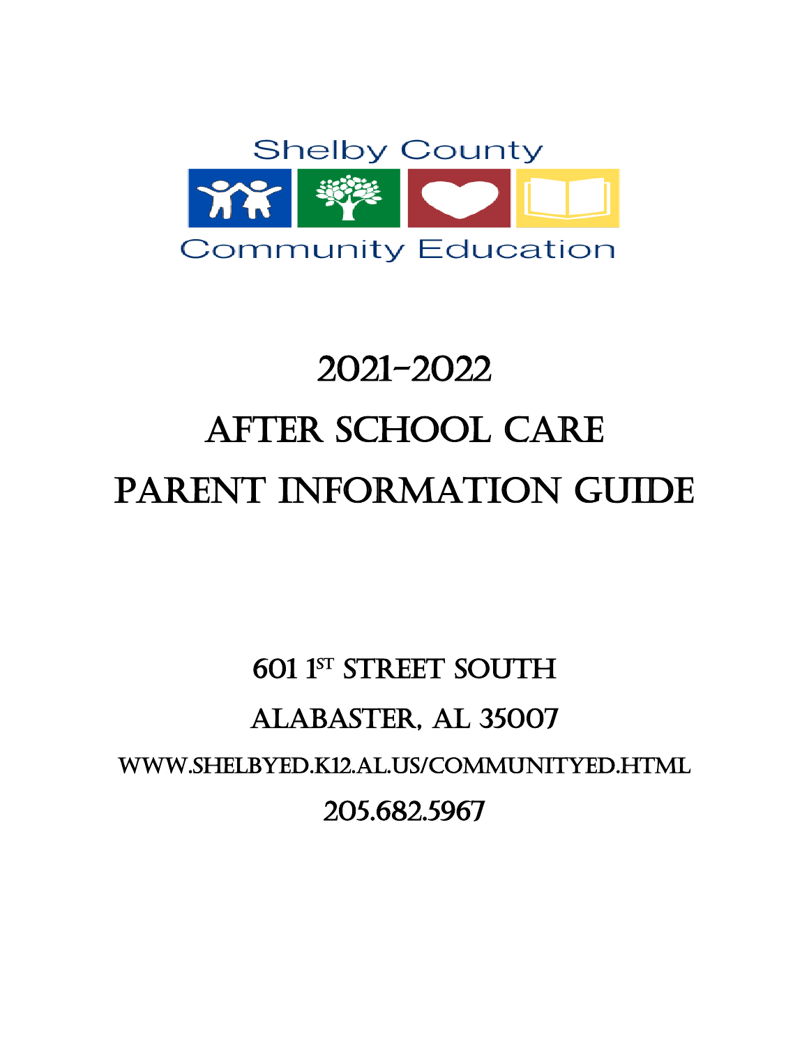Shelby County

Community Education

# 2021-2022
# After School Care
# Parent Information Guide

601 1st Street South

Alabaster, AL 35007

www.shelbyed.k12.al.us/communityed.html

205.682.5967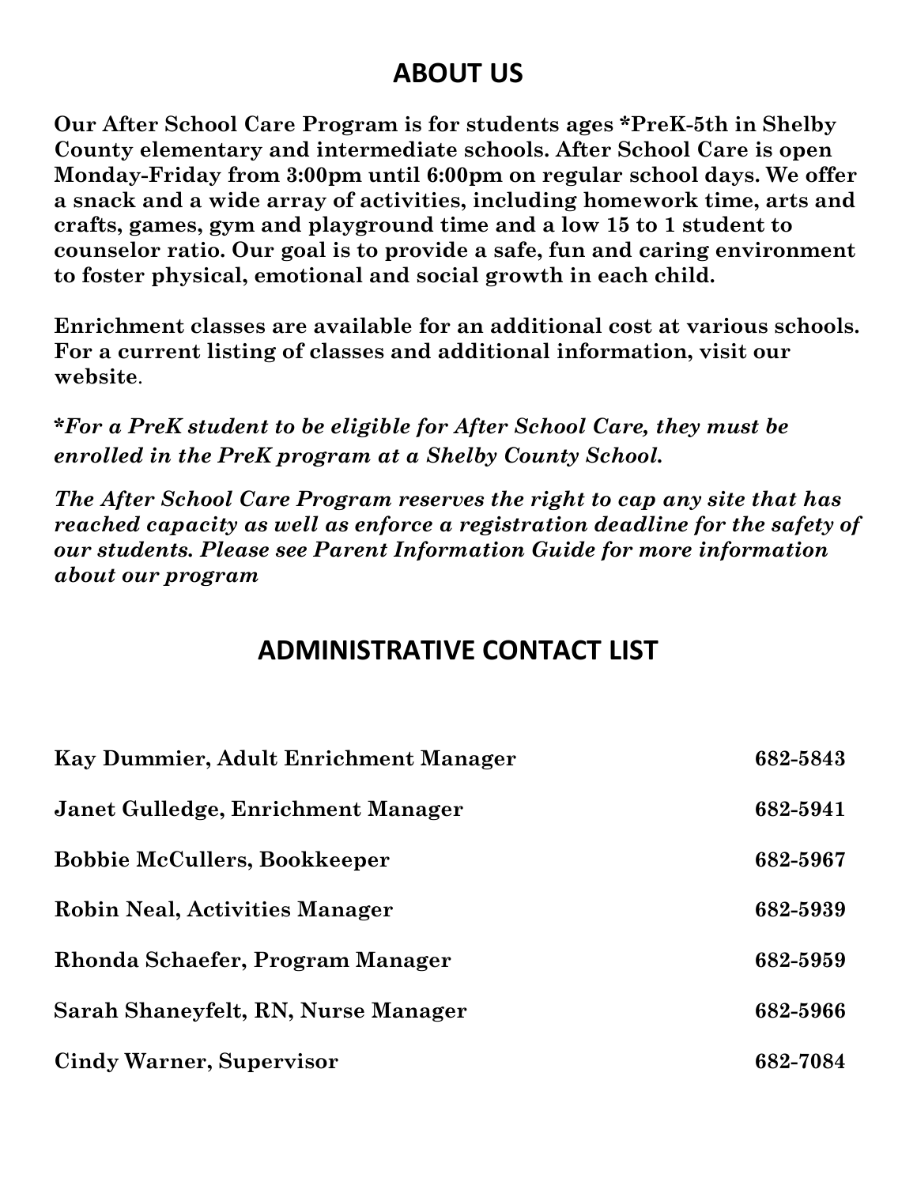## ABOUT US

**Our After School Care Program is for students ages *PreK-5th in Shelby County elementary and intermediate schools. After School Care is open Monday-Friday from 3:00pm until 6:00pm on regular school days. We offer a snack and a wide array of activities, including homework time, arts and crafts, games, gym and playground time and a low 15 to 1 student to counselor ratio. Our goal is to provide a safe, fun and caring environment to foster physical, emotional and social growth in each child.**

**Enrichment classes are available for an additional cost at various schools. For a current listing of classes and additional information, visit our website.**

***For a PreK student to be eligible for After School Care, they must be enrolled in the PreK program at a Shelby County School.***

***The After School Care Program reserves the right to cap any site that has reached capacity as well as enforce a registration deadline for the safety of our students. Please see Parent Information Guide for more information about our program***

## ADMINISTRATIVE CONTACT LIST

| | |
|---|---|
| **Kay Dummier, Adult Enrichment Manager** | **682-5843** |
| **Janet Gulledge, Enrichment Manager** | **682-5941** |
| **Bobbie McCullers, Bookkeeper** | **682-5967** |
| **Robin Neal, Activities Manager** | **682-5939** |
| **Rhonda Schaefer, Program Manager** | **682-5959** |
| **Sarah Shaneyfelt, RN, Nurse Manager** | **682-5966** |
| **Cindy Warner, Supervisor** | **682-7084** |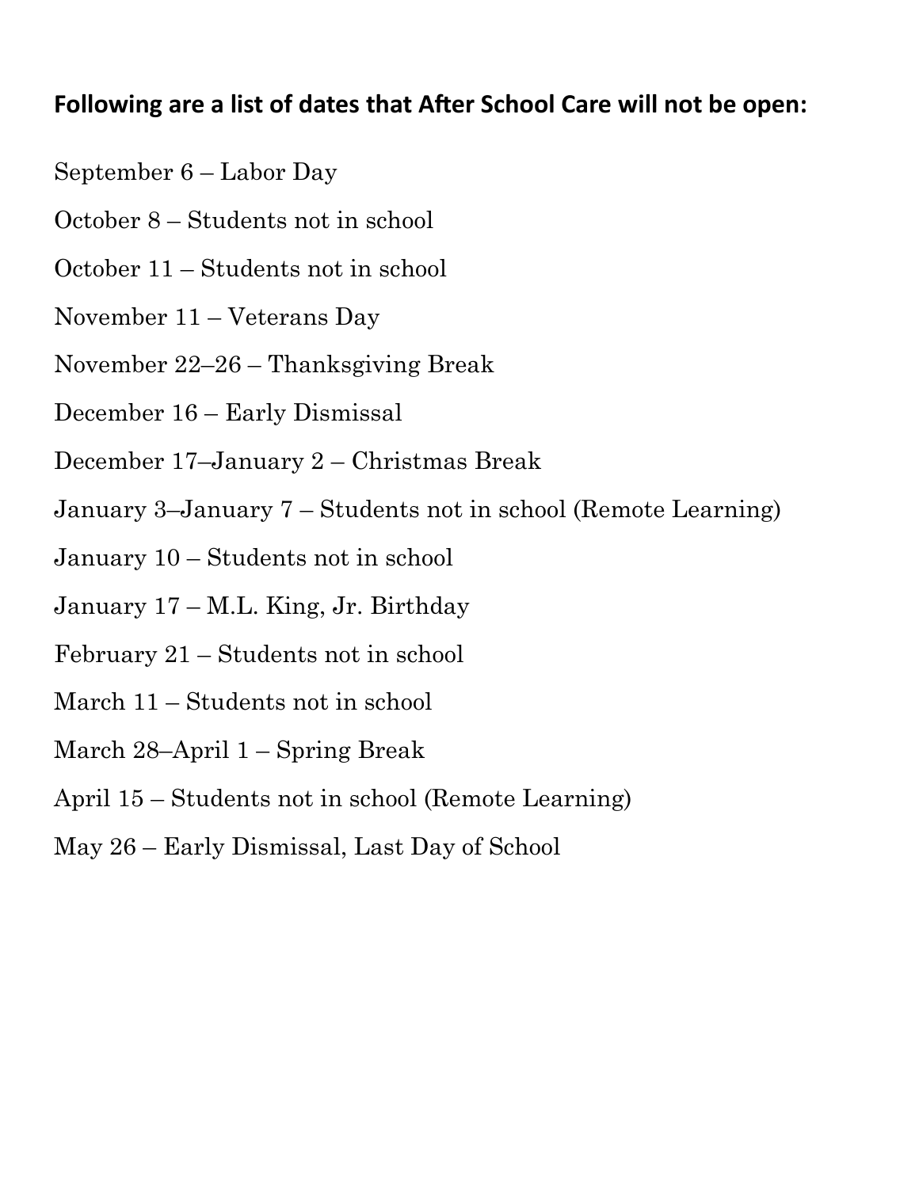**Following are a list of dates that After School Care will not be open:**

September 6 – Labor Day

October 8 – Students not in school

October 11 – Students not in school

November 11 – Veterans Day

November 22–26 – Thanksgiving Break

December 16 – Early Dismissal

December 17–January 2 – Christmas Break

January 3–January 7 – Students not in school (Remote Learning)

January 10 – Students not in school

January 17 – M.L. King, Jr. Birthday

February 21 – Students not in school

March 11 – Students not in school

March 28–April 1 – Spring Break

April 15 – Students not in school (Remote Learning)

May 26 – Early Dismissal, Last Day of School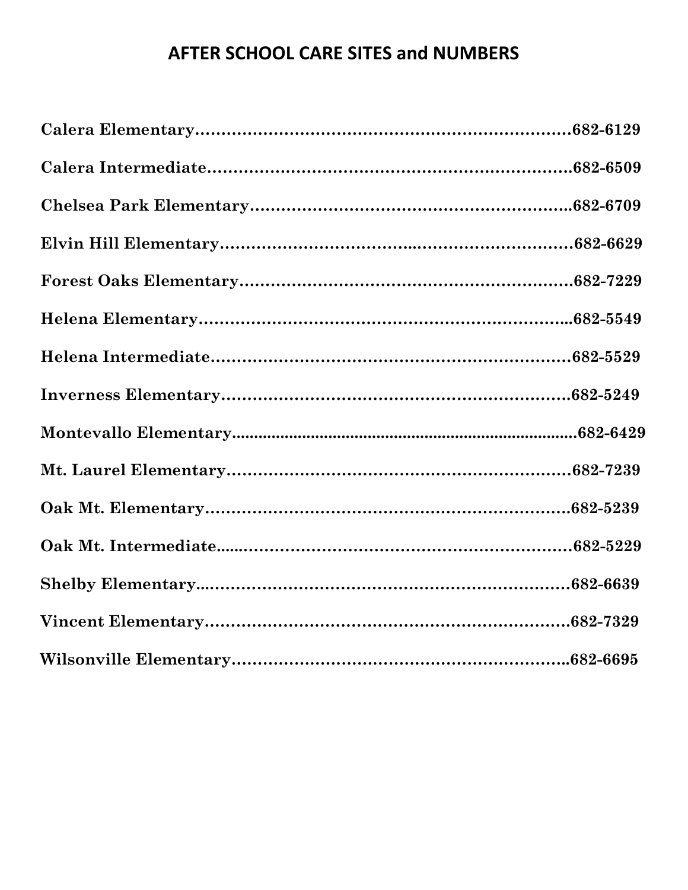## AFTER SCHOOL CARE SITES and NUMBERS

**Calera Elementary……………………………………………………………682-6129**

**Calera Intermediate…………………………………………………………682-6509**

**Chelsea Park Elementary…………………………………………………..682-6709**

**Elvin Hill Elementary……………………………..…………………………682-6629**

**Forest Oaks Elementary……………………………………………………682-7229**

**Helena Elementary…………………………………………………………..682-5549**

**Helena Intermediate…………………………………………………………682-5529**

**Inverness Elementary………………………………………………………682-5249**

**Montevallo Elementary..............................................................................682-6429**

**Mt. Laurel Elementary………………………………………………………682-7239**

**Oak Mt. Elementary…………………………………………………………682-5239**

**Oak Mt. Intermediate.....……………………………………………………682-5229**

**Shelby Elementary...…………………………………………………………682-6639**

**Vincent Elementary…………………………………………………………682-7329**

**Wilsonville Elementary……………………………………………………..682-6695**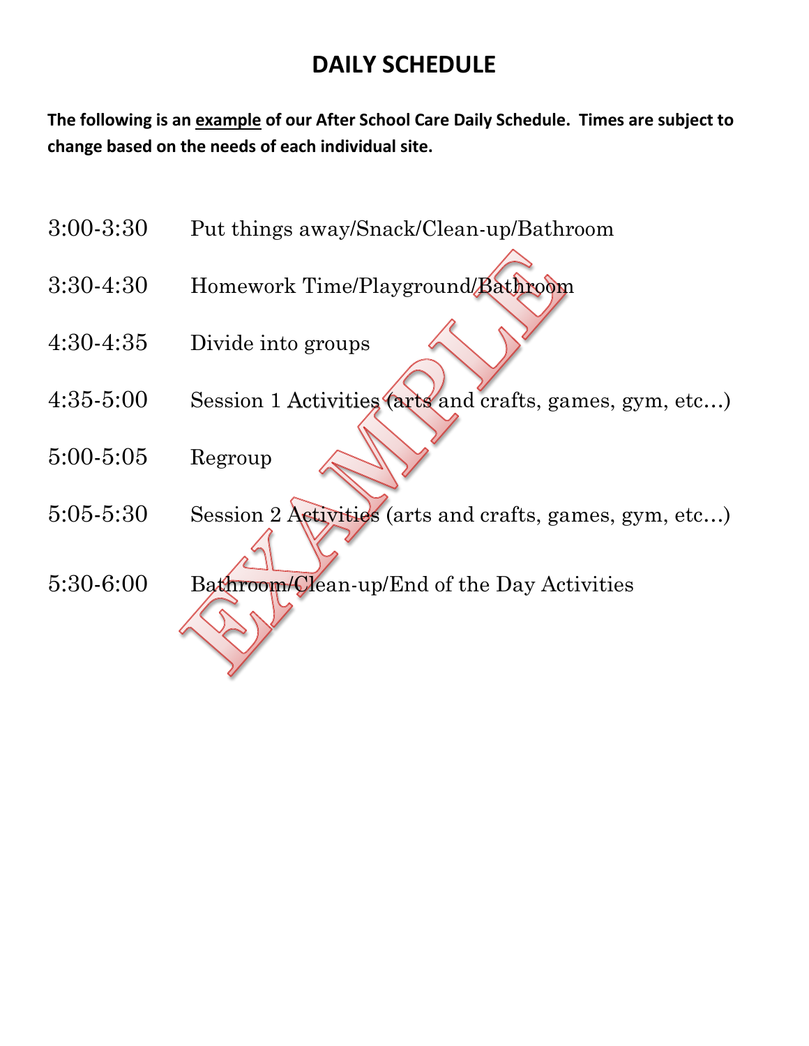# DAILY SCHEDULE

**The following is an <u>example</u> of our After School Care Daily Schedule. Times are subject to change based on the needs of each individual site.**

| | |
|---|---|
| 3:00-3:30 | Put things away/Snack/Clean-up/Bathroom |
| 3:30-4:30 | Homework Time/Playground/Bathroom |
| 4:30-4:35 | Divide into groups |
| 4:35-5:00 | Session 1 Activities (arts and crafts, games, gym, etc…) |
| 5:00-5:05 | Regroup |
| 5:05-5:30 | Session 2 Activities (arts and crafts, games, gym, etc…) |
| 5:30-6:00 | Bathroom/Clean-up/End of the Day Activities |

EXAMPLE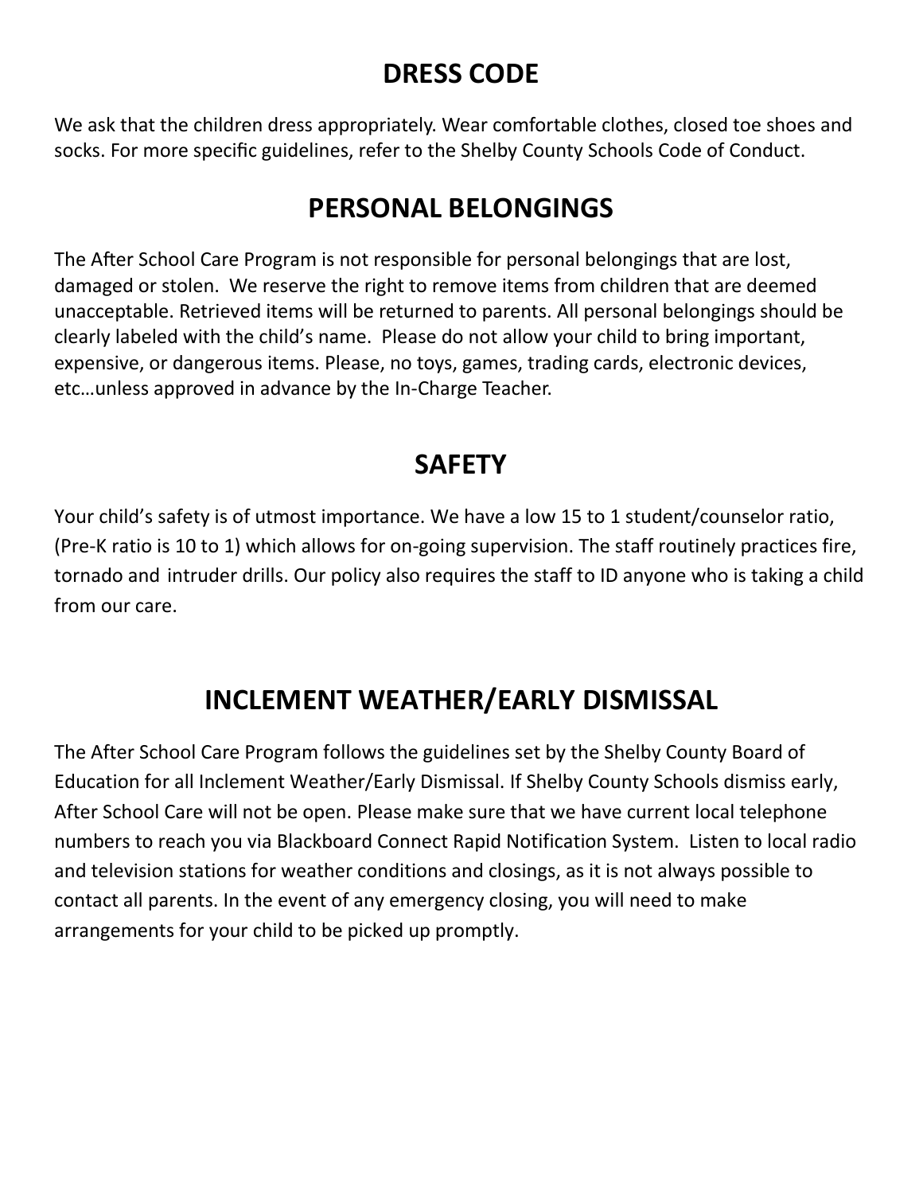# DRESS CODE

We ask that the children dress appropriately. Wear comfortable clothes, closed toe shoes and socks. For more specific guidelines, refer to the Shelby County Schools Code of Conduct.

# PERSONAL BELONGINGS

The After School Care Program is not responsible for personal belongings that are lost, damaged or stolen. We reserve the right to remove items from children that are deemed unacceptable. Retrieved items will be returned to parents. All personal belongings should be clearly labeled with the child's name. Please do not allow your child to bring important, expensive, or dangerous items. Please, no toys, games, trading cards, electronic devices, etc…unless approved in advance by the In-Charge Teacher.

# SAFETY

Your child's safety is of utmost importance. We have a low 15 to 1 student/counselor ratio, (Pre-K ratio is 10 to 1) which allows for on-going supervision. The staff routinely practices fire, tornado and intruder drills. Our policy also requires the staff to ID anyone who is taking a child from our care.

# INCLEMENT WEATHER/EARLY DISMISSAL

The After School Care Program follows the guidelines set by the Shelby County Board of Education for all Inclement Weather/Early Dismissal. If Shelby County Schools dismiss early, After School Care will not be open. Please make sure that we have current local telephone numbers to reach you via Blackboard Connect Rapid Notification System. Listen to local radio and television stations for weather conditions and closings, as it is not always possible to contact all parents. In the event of any emergency closing, you will need to make arrangements for your child to be picked up promptly.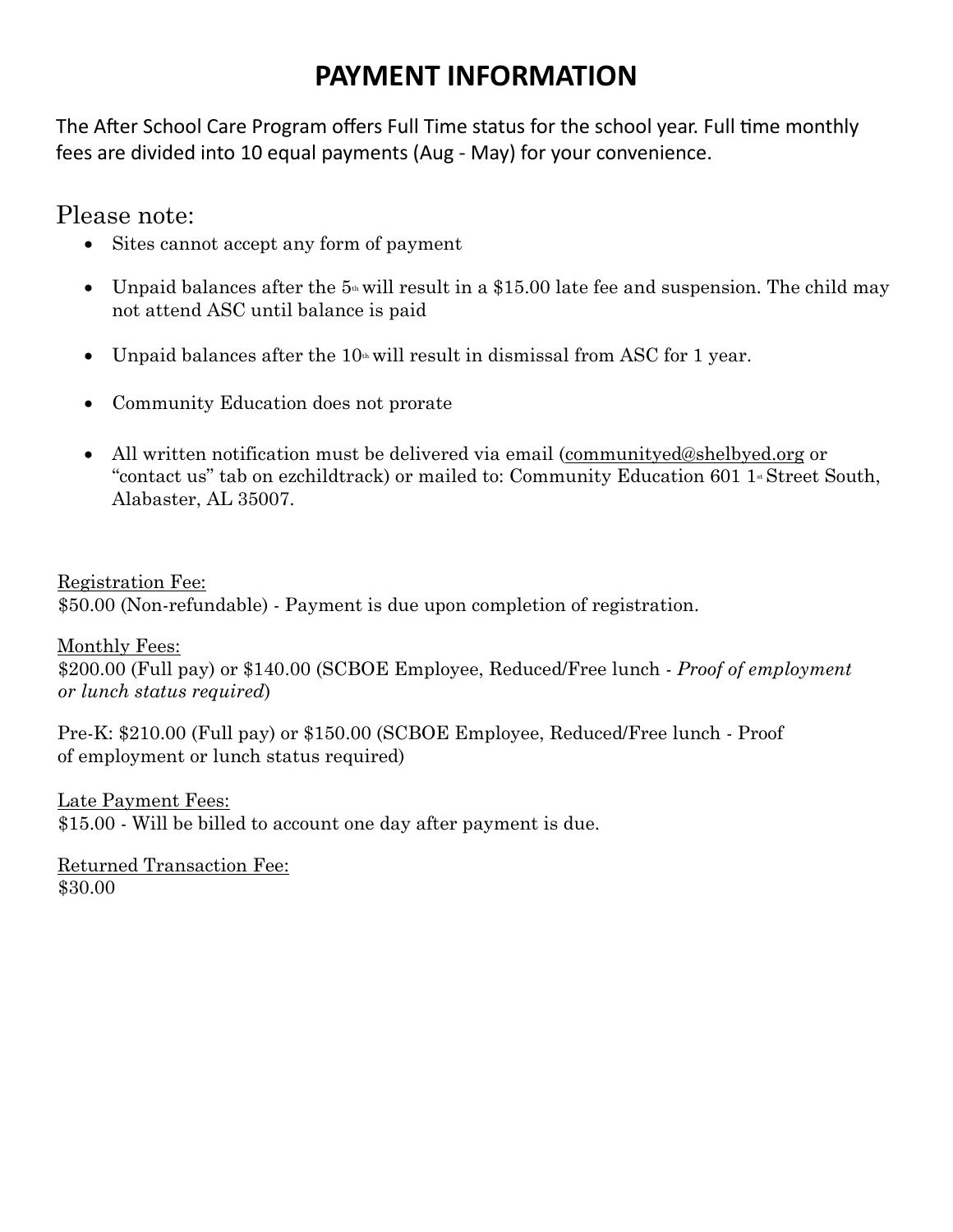# PAYMENT INFORMATION

The After School Care Program offers Full Time status for the school year. Full time monthly fees are divided into 10 equal payments (Aug - May) for your convenience.

Please note:

- Sites cannot accept any form of payment
- Unpaid balances after the 5th will result in a $15.00 late fee and suspension. The child may not attend ASC until balance is paid
- Unpaid balances after the 10th will result in dismissal from ASC for 1 year.
- Community Education does not prorate
- All written notification must be delivered via email (communityed@shelbyed.org or "contact us" tab on ezchildtrack) or mailed to: Community Education 601 1st Street South, Alabaster, AL 35007.

Registration Fee:
$50.00 (Non-refundable) - Payment is due upon completion of registration.

Monthly Fees:
$200.00 (Full pay) or $140.00 (SCBOE Employee, Reduced/Free lunch - *Proof of employment or lunch status required*)

Pre-K: $210.00 (Full pay) or $150.00 (SCBOE Employee, Reduced/Free lunch - Proof of employment or lunch status required)

Late Payment Fees:
$15.00 - Will be billed to account one day after payment is due.

Returned Transaction Fee:
$30.00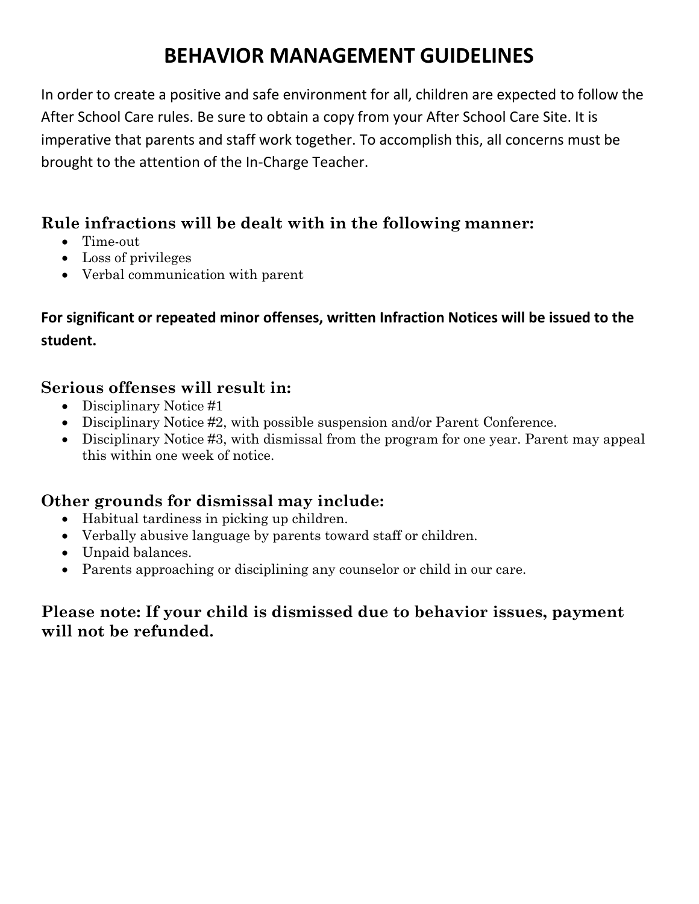# BEHAVIOR MANAGEMENT GUIDELINES

In order to create a positive and safe environment for all, children are expected to follow the After School Care rules. Be sure to obtain a copy from your After School Care Site. It is imperative that parents and staff work together. To accomplish this, all concerns must be brought to the attention of the In-Charge Teacher.

### Rule infractions will be dealt with in the following manner:

- Time-out
- Loss of privileges
- Verbal communication with parent

**For significant or repeated minor offenses, written Infraction Notices will be issued to the student.**

### Serious offenses will result in:

- Disciplinary Notice #1
- Disciplinary Notice #2, with possible suspension and/or Parent Conference.
- Disciplinary Notice #3, with dismissal from the program for one year. Parent may appeal this within one week of notice.

### Other grounds for dismissal may include:

- Habitual tardiness in picking up children.
- Verbally abusive language by parents toward staff or children.
- Unpaid balances.
- Parents approaching or disciplining any counselor or child in our care.

### Please note: If your child is dismissed due to behavior issues, payment will not be refunded.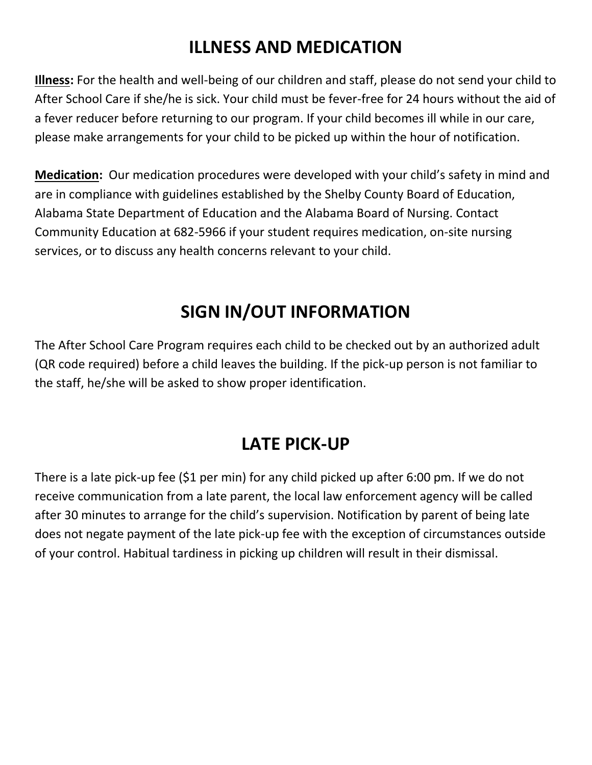# ILLNESS AND MEDICATION

**Illness:** For the health and well-being of our children and staff, please do not send your child to After School Care if she/he is sick. Your child must be fever-free for 24 hours without the aid of a fever reducer before returning to our program. If your child becomes ill while in our care, please make arrangements for your child to be picked up within the hour of notification.

**Medication:** Our medication procedures were developed with your child's safety in mind and are in compliance with guidelines established by the Shelby County Board of Education, Alabama State Department of Education and the Alabama Board of Nursing. Contact Community Education at 682-5966 if your student requires medication, on-site nursing services, or to discuss any health concerns relevant to your child.

# SIGN IN/OUT INFORMATION

The After School Care Program requires each child to be checked out by an authorized adult (QR code required) before a child leaves the building. If the pick-up person is not familiar to the staff, he/she will be asked to show proper identification.

# LATE PICK-UP

There is a late pick-up fee ($1 per min) for any child picked up after 6:00 pm. If we do not receive communication from a late parent, the local law enforcement agency will be called after 30 minutes to arrange for the child's supervision. Notification by parent of being late does not negate payment of the late pick-up fee with the exception of circumstances outside of your control. Habitual tardiness in picking up children will result in their dismissal.